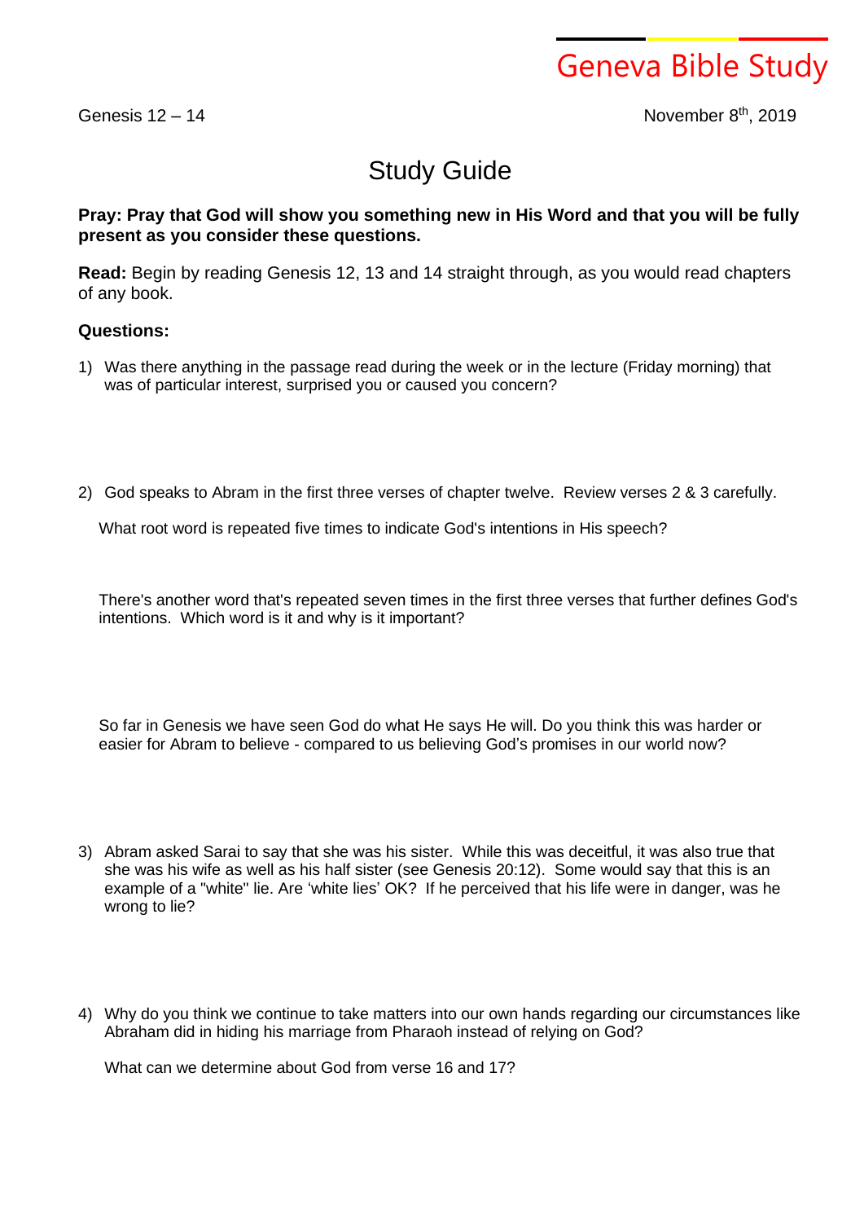# Geneva Bible Study

Genesis 12 – 14

November 8th, 2019

## Study Guide

**Pray: Pray that God will show you something new in His Word and that you will be fully present as you consider these questions.**

**Read:** Begin by reading Genesis 12, 13 and 14 straight through, as you would read chapters of any book.

**Questions:**

1) Was there anything in the passage read during the week or in the lecture (Friday morning) that was of particular interest, surprised you or caused you concern?

2) God speaks to Abram in the first three verses of chapter twelve. Review verses 2 & 3 carefully.

   What root word is repeated five times to indicate God's intentions in His speech?

   There's another word that's repeated seven times in the first three verses that further defines God's intentions. Which word is it and why is it important?

   So far in Genesis we have seen God do what He says He will. Do you think this was harder or easier for Abram to believe - compared to us believing God's promises in our world now?

3) Abram asked Sarai to say that she was his sister. While this was deceitful, it was also true that she was his wife as well as his half sister (see Genesis 20:12). Some would say that this is an example of a "white" lie. Are 'white lies' OK? If he perceived that his life were in danger, was he wrong to lie?

4) Why do you think we continue to take matters into our own hands regarding our circumstances like Abraham did in hiding his marriage from Pharaoh instead of relying on God?

   What can we determine about God from verse 16 and 17?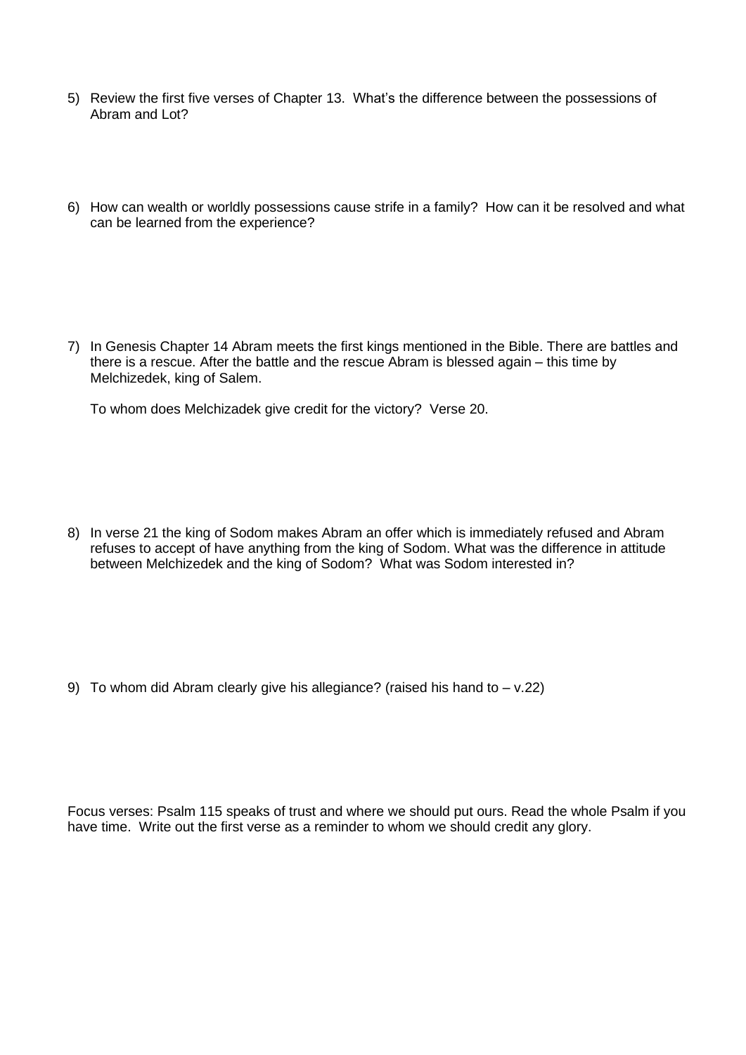5) Review the first five verses of Chapter 13. What's the difference between the possessions of Abram and Lot?

6) How can wealth or worldly possessions cause strife in a family? How can it be resolved and what can be learned from the experience?

7) In Genesis Chapter 14 Abram meets the first kings mentioned in the Bible. There are battles and there is a rescue. After the battle and the rescue Abram is blessed again – this time by Melchizedek, king of Salem.

   To whom does Melchizadek give credit for the victory? Verse 20.

8) In verse 21 the king of Sodom makes Abram an offer which is immediately refused and Abram refuses to accept of have anything from the king of Sodom. What was the difference in attitude between Melchizedek and the king of Sodom? What was Sodom interested in?

9) To whom did Abram clearly give his allegiance? (raised his hand to – v.22)

Focus verses: Psalm 115 speaks of trust and where we should put ours. Read the whole Psalm if you have time. Write out the first verse as a reminder to whom we should credit any glory.